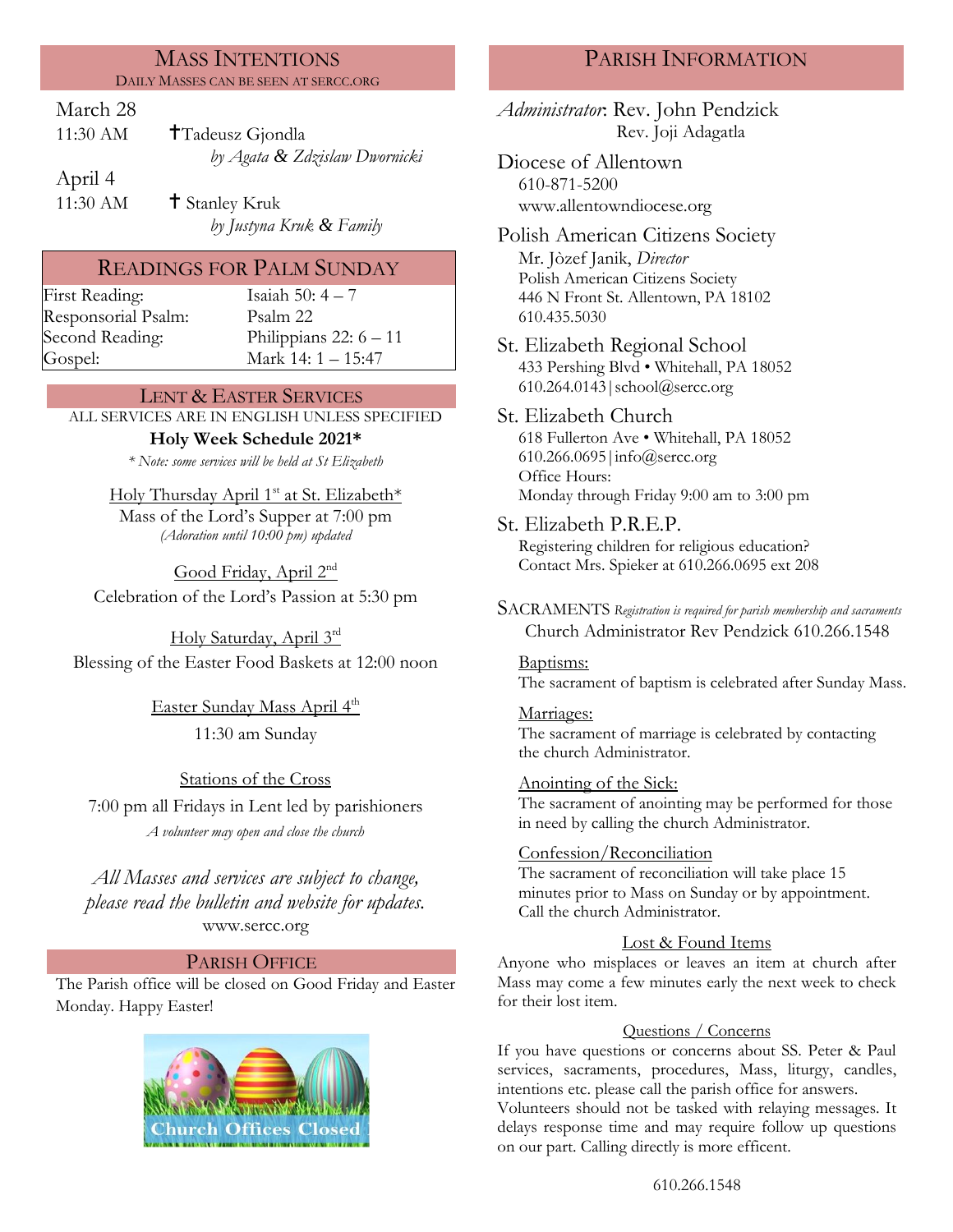## MASS INTENTIONS

DAILY MASSES CAN BE SEEN AT SERCC.ORG

March 28

11:30 AM ✝Tadeusz Gjondla
*by Agata & Zdzislaw Dwornicki*

April 4

11:30 AM ✝ Stanley Kruk
*by Justyna Kruk & Family*

## READINGS FOR PALM SUNDAY

| | |
|---|---|
| First Reading: | Isaiah 50: 4 – 7 |
| Responsorial Psalm: | Psalm 22 |
| Second Reading: | Philippians 22: 6 – 11 |
| Gospel: | Mark 14: 1 – 15:47 |

## LENT & EASTER SERVICES

ALL SERVICES ARE IN ENGLISH UNLESS SPECIFIED

**Holy Week Schedule 2021***

*\* Note: some services will be held at St Elizabeth*

Holy Thursday April 1st at St. Elizabeth*
Mass of the Lord's Supper at 7:00 pm
*(Adoration until 10:00 pm) updated*

Good Friday, April 2nd
Celebration of the Lord's Passion at 5:30 pm

Holy Saturday, April 3rd
Blessing of the Easter Food Baskets at 12:00 noon

Easter Sunday Mass April 4th
11:30 am Sunday

Stations of the Cross
7:00 pm all Fridays in Lent led by parishioners
*A volunteer may open and close the church*

*All Masses and services are subject to change, please read the bulletin and website for updates.*
www.sercc.org

## PARISH OFFICE

The Parish office will be closed on Good Friday and Easter Monday. Happy Easter!

Church Offices Closed

## PARISH INFORMATION

*Administrator*: Rev. John Pendzick
Rev. Joji Adagatla

Diocese of Allentown
610-871-5200
www.allentowndiocese.org

Polish American Citizens Society
Mr. Jòzef Janik, *Director*
Polish American Citizens Society
446 N Front St. Allentown, PA 18102
610.435.5030

St. Elizabeth Regional School
433 Pershing Blvd • Whitehall, PA 18052
610.264.0143 | school@sercc.org

St. Elizabeth Church
618 Fullerton Ave • Whitehall, PA 18052
610.266.0695 | info@sercc.org
Office Hours:
Monday through Friday 9:00 am to 3:00 pm

St. Elizabeth P.R.E.P.
Registering children for religious education?
Contact Mrs. Spieker at 610.266.0695 ext 208

SACRAMENTS *Registration is required for parish membership and sacraments*
Church Administrator Rev Pendzick 610.266.1548

Baptisms:
The sacrament of baptism is celebrated after Sunday Mass.

Marriages:
The sacrament of marriage is celebrated by contacting the church Administrator.

Anointing of the Sick:
The sacrament of anointing may be performed for those in need by calling the church Administrator.

Confession/Reconciliation
The sacrament of reconciliation will take place 15 minutes prior to Mass on Sunday or by appointment. Call the church Administrator.

Lost & Found Items
Anyone who misplaces or leaves an item at church after Mass may come a few minutes early the next week to check for their lost item.

Questions / Concerns
If you have questions or concerns about SS. Peter & Paul services, sacraments, procedures, Mass, liturgy, candles, intentions etc. please call the parish office for answers. Volunteers should not be tasked with relaying messages. It delays response time and may require follow up questions on our part. Calling directly is more efficent.

610.266.1548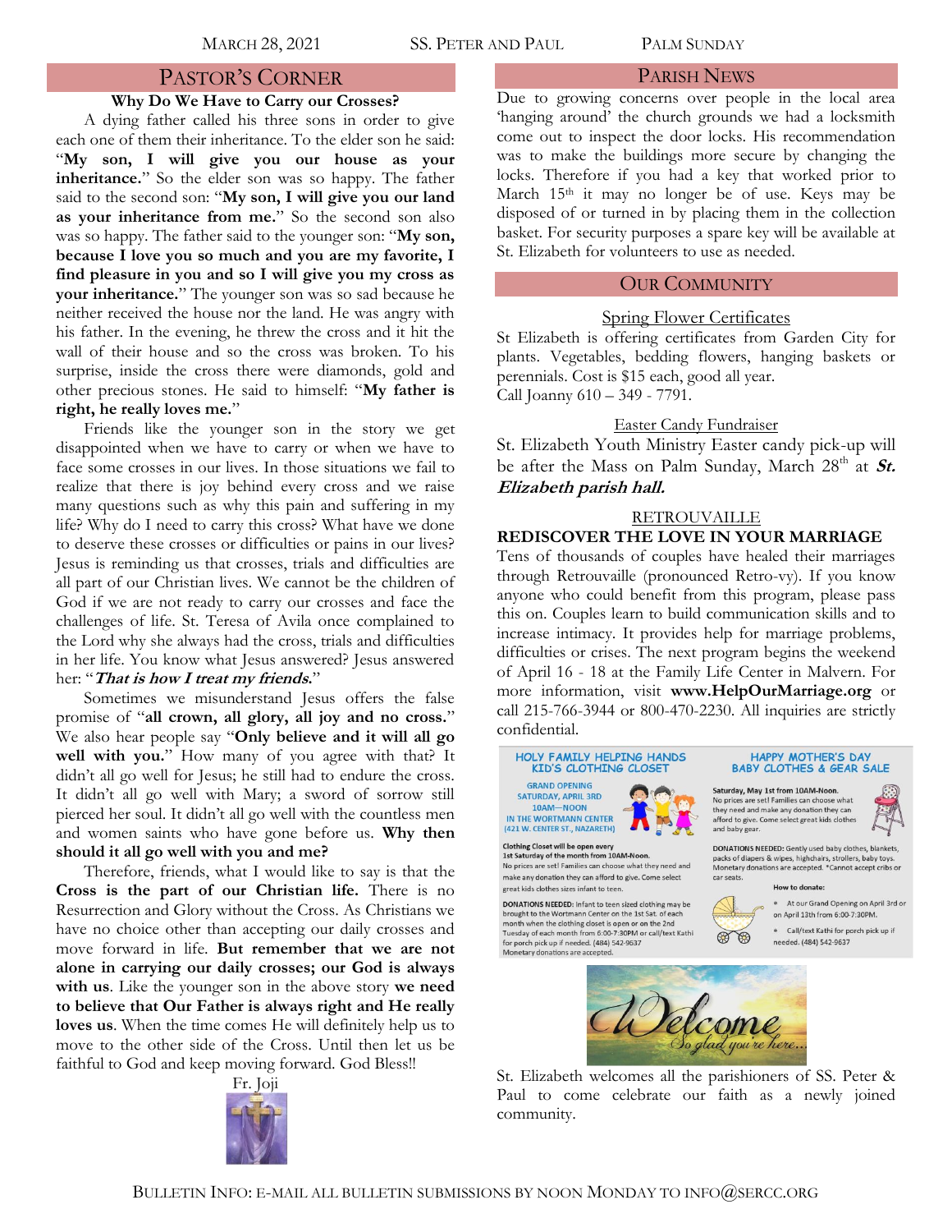## Pastor's Corner

**Why Do We Have to Carry our Crosses?**

A dying father called his three sons in order to give each one of them their inheritance. To the elder son he said: "**My son, I will give you our house as your inheritance.**" So the elder son was so happy. The father said to the second son: "**My son, I will give you our land as your inheritance from me.**" So the second son also was so happy. The father said to the younger son: "**My son, because I love you so much and you are my favorite, I find pleasure in you and so I will give you my cross as your inheritance.**" The younger son was so sad because he neither received the house nor the land. He was angry with his father. In the evening, he threw the cross and it hit the wall of their house and so the cross was broken. To his surprise, inside the cross there were diamonds, gold and other precious stones. He said to himself: "**My father is right, he really loves me.**"

Friends like the younger son in the story we get disappointed when we have to carry or when we have to face some crosses in our lives. In those situations we fail to realize that there is joy behind every cross and we raise many questions such as why this pain and suffering in my life? Why do I need to carry this cross? What have we done to deserve these crosses or difficulties or pains in our lives? Jesus is reminding us that crosses, trials and difficulties are all part of our Christian lives. We cannot be the children of God if we are not ready to carry our crosses and face the challenges of life. St. Teresa of Avila once complained to the Lord why she always had the cross, trials and difficulties in her life. You know what Jesus answered? Jesus answered her: "***That is how I treat my friends.***"

Sometimes we misunderstand Jesus offers the false promise of "**all crown, all glory, all joy and no cross.**" We also hear people say "**Only believe and it will all go well with you.**" How many of you agree with that? It didn't all go well for Jesus; he still had to endure the cross. It didn't all go well with Mary; a sword of sorrow still pierced her soul. It didn't all go well with the countless men and women saints who have gone before us. **Why then should it all go well with you and me?**

Therefore, friends, what I would like to say is that the **Cross is the part of our Christian life.** There is no Resurrection and Glory without the Cross. As Christians we have no choice other than accepting our daily crosses and move forward in life. **But remember that we are not alone in carrying our daily crosses; our God is always with us**. Like the younger son in the above story **we need to believe that Our Father is always right and He really loves us**. When the time comes He will definitely help us to move to the other side of the Cross. Until then let us be faithful to God and keep moving forward. God Bless!!

Fr. Joji

## Parish News

Due to growing concerns over people in the local area 'hanging around' the church grounds we had a locksmith come out to inspect the door locks. His recommendation was to make the buildings more secure by changing the locks. Therefore if you had a key that worked prior to March 15th it may no longer be of use. Keys may be disposed of or turned in by placing them in the collection basket. For security purposes a spare key will be available at St. Elizabeth for volunteers to use as needed.

## Our Community

### Spring Flower Certificates

St Elizabeth is offering certificates from Garden City for plants. Vegetables, bedding flowers, hanging baskets or perennials. Cost is $15 each, good all year.
Call Joanny 610 – 349 - 7791.

### Easter Candy Fundraiser

St. Elizabeth Youth Ministry Easter candy pick-up will be after the Mass on Palm Sunday, March 28th at ***St. Elizabeth parish hall.***

### RETROUVAILLE

**REDISCOVER THE LOVE IN YOUR MARRIAGE**

Tens of thousands of couples have healed their marriages through Retrouvaille (pronounced Retro-vy). If you know anyone who could benefit from this program, please pass this on. Couples learn to build communication skills and to increase intimacy. It provides help for marriage problems, difficulties or crises. The next program begins the weekend of April 16 - 18 at the Family Life Center in Malvern. For more information, visit **www.HelpOurMarriage.org** or call 215-766-3944 or 800-470-2230. All inquiries are strictly confidential.

**HOLY FAMILY HELPING HANDS KID'S CLOTHING CLOSET**

GRAND OPENING
SATURDAY, APRIL 3RD
10AM—NOON
IN THE WORTMANN CENTER
(421 W. CENTER ST., NAZARETH)

**Clothing Closet will be open every 1st Saturday of the month from 10AM-Noon.**
No prices are set! Families can choose what they need and make any donation they can afford to give. Come select great kids clothes sizes infant to teen.

**DONATIONS NEEDED:** Infant to teen sized clothing may be brought to the Wortmann Center on the 1st Sat. of each month when the clothing closet is open or on the 2nd Tuesday of each month from 6:00-7:30PM or call/text Kathi for porch pick up if needed. (484) 542-9637
Monetary donations are accepted.

**HAPPY MOTHER'S DAY BABY CLOTHES & GEAR SALE**

**Saturday, May 1st from 10AM-Noon.**
No prices are set! Families can choose what they need and make any donation they can afford to give. Come select great kids clothes and baby gear.

**DONATIONS NEEDED:** Gently used baby clothes, blankets, packs of diapers & wipes, highchairs, strollers, baby toys. Monetary donations are accepted. *Cannot accept cribs or car seats.

**How to donate:**

- At our Grand Opening on April 3rd or on April 13th from 6:00-7:30PM.
- Call/text Kathi for porch pick up if needed. (484) 542-9637

Welcome
So glad you're here...

St. Elizabeth welcomes all the parishioners of SS. Peter & Paul to come celebrate our faith as a newly joined community.

Bulletin Info: E-mail all bulletin submissions by noon Monday to info@sercc.org